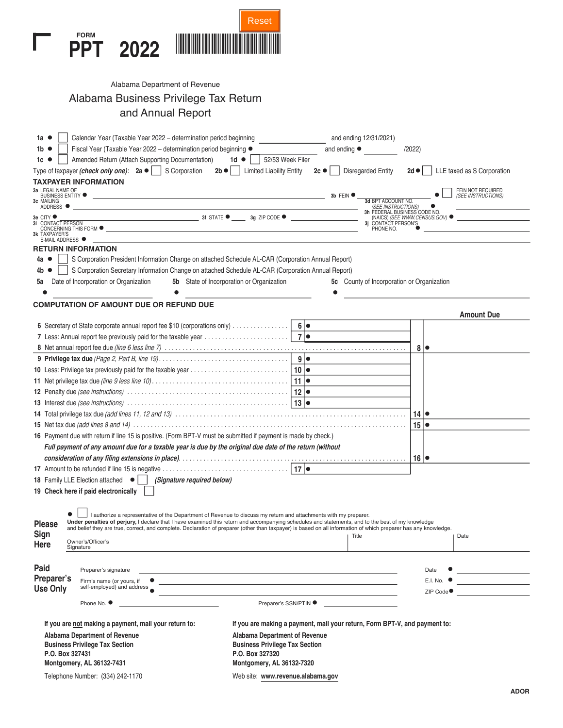FORM

# PPT 2022

Alabama Department of Revenue

## Alabama Business Privilege Tax Return and Annual Report

**1a** ● ☐ Calendar Year (Taxable Year 2022 – determination period beginning ________ and ending 12/31/2021)

**1b** ● ☐ Fiscal Year (Taxable Year 2022 – determination period beginning ● ________ and ending ● ________ /2022)

**1c** ● ☐ Amended Return (Attach Supporting Documentation) **1d** ● ☐ 52/53 Week Filer

Type of taxpayer *(check only one)*: **2a** ● ☐ S Corporation **2b** ● ☐ Limited Liability Entity **2c** ● ☐ Disregarded Entity **2d** ● ☐ LLE taxed as S Corporation

### TAXPAYER INFORMATION

**3a** LEGAL NAME OF BUSINESS ENTITY ● ________ **3b** FEIN ● ________ ● ☐ FEIN NOT REQUIRED *(SEE INSTRUCTIONS)*

**3c** MAILING ADDRESS ● ________ **3d** BPT ACCOUNT NO. *(SEE INSTRUCTIONS)* ● ________

**3e** CITY ● ________ **3f** STATE ● ____ **3g** ZIP CODE ● ________ **3h** FEDERAL BUSINESS CODE NO. (NAICS) *(SEE WWW.CENSUS.GOV)* ● ________

**3i** CONTACT PERSON CONCERNING THIS FORM ● ________ **3j** CONTACT PERSON'S PHONE NO. ● ________

**3k** TAXPAYER'S E-MAIL ADDRESS ● ________

### RETURN INFORMATION

**4a** ● ☐ S Corporation President Information Change on attached Schedule AL-CAR (Corporation Annual Report)

**4b** ● ☐ S Corporation Secretary Information Change on attached Schedule AL-CAR (Corporation Annual Report)

**5a** Date of Incorporation or Organization ● ________ **5b** State of Incorporation or Organization ● ________ **5c** County of Incorporation or Organization ● ________

### COMPUTATION OF AMOUNT DUE OR REFUND DUE

| Line | Description | | | Amount Due |
|---|---|---|---|---|
| 6 | Secretary of State corporate annual report fee $10 (corporations only) | 6 ● | | |
| 7 | Less: Annual report fee previously paid for the taxable year | 7 ● | | |
| 8 | Net annual report fee due *(line 6 less line 7)* | | 8 ● | |
| 9 | **Privilege tax due** *(Page 2, Part B, line 19)* | 9 ● | | |
| 10 | Less: Privilege tax previously paid for the taxable year | 10 ● | | |
| 11 | Net privilege tax due *(line 9 less line 10)* | 11 ● | | |
| 12 | Penalty due *(see instructions)* | 12 ● | | |
| 13 | Interest due *(see instructions)* | 13 ● | | |
| 14 | Total privilege tax due *(add lines 11, 12 and 13)* | | 14 ● | |
| 15 | Net tax due *(add lines 8 and 14)* | | 15 ● | |
| 16 | Payment due with return if line 15 is positive. (Form BPT-V must be submitted if payment is made by check.) ***Full payment of any amount due for a taxable year is due by the original due date of the return (without consideration of any filing extensions in place).*** | | 16 ● | |
| 17 | Amount to be refunded if line 15 is negative | 17 ● | | |

**18** Family LLE Election attached ● ☐ ***(Signature required below)***

**19** **Check here if paid electronically** ☐

**Please Sign Here**

● ☐ I authorize a representative of the Department of Revenue to discuss my return and attachments with my preparer.

**Under penalties of perjury,** I declare that I have examined this return and accompanying schedules and statements, and to the best of my knowledge and belief they are true, correct, and complete. Declaration of preparer (other than taxpayer) is based on all information of which preparer has any knowledge.

Owner's/Officer's Signature ________ Title ________ Date ________

**Paid Preparer's Use Only**

Preparer's signature ________ Date ● ________

Firm's name (or yours, if self-employed) and address ● ________ ● ________ E.I. No. ● ________ ZIP Code ● ________

Phone No. ● ________ Preparer's SSN/PTIN ● ________

**If you are not making a payment, mail your return to:**

**Alabama Department of Revenue**
**Business Privilege Tax Section**
**P.O. Box 327431**
**Montgomery, AL 36132-7431**

Telephone Number: (334) 242-1170

**If you are making a payment, mail your return, Form BPT-V, and payment to:**

**Alabama Department of Revenue**
**Business Privilege Tax Section**
**P.O. Box 327320**
**Montgomery, AL 36132-7320**

Web site: **www.revenue.alabama.gov**

ADOR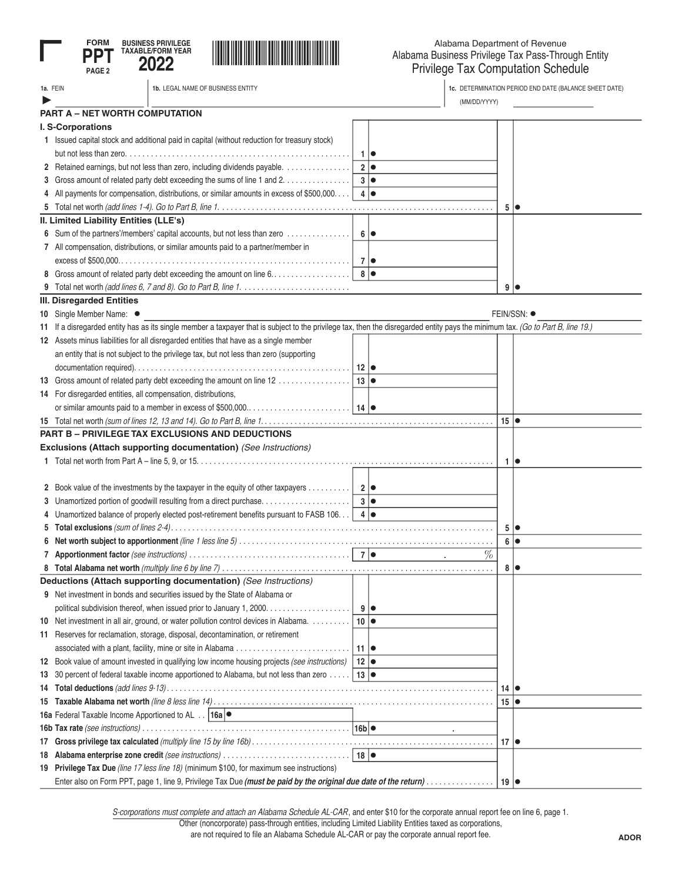FORM **PPT** PAGE 2

BUSINESS PRIVILEGE TAXABLE/FORM YEAR **2022**

Alabama Department of Revenue
Alabama Business Privilege Tax Pass-Through Entity
Privilege Tax Computation Schedule

1a. FEIN ▶ | 1b. LEGAL NAME OF BUSINESS ENTITY | 1c. DETERMINATION PERIOD END DATE (BALANCE SHEET DATE) (MM/DD/YYYY)

## PART A – NET WORTH COMPUTATION

### I. S-Corporations

| | | | | |
|---|---|---|---|---|
| 1 | Issued capital stock and additional paid in capital (without reduction for treasury stock) but not less than zero. | 1 ● | | |
| 2 | Retained earnings, but not less than zero, including dividends payable. | 2 ● | | |
| 3 | Gross amount of related party debt exceeding the sums of line 1 and 2. | 3 ● | | |
| 4 | All payments for compensation, distributions, or similar amounts in excess of $500,000. | 4 ● | | |
| 5 | Total net worth *(add lines 1-4). Go to Part B, line 1.* | | 5 | ● |

### II. Limited Liability Entities (LLE's)

| | | | | |
|---|---|---|---|---|
| 6 | Sum of the partners'/members' capital accounts, but not less than zero | 6 ● | | |
| 7 | All compensation, distributions, or similar amounts paid to a partner/member in excess of $500,000. | 7 ● | | |
| 8 | Gross amount of related party debt exceeding the amount on line 6. | 8 ● | | |
| 9 | Total net worth *(add lines 6, 7 and 8). Go to Part B, line 1.* | | 9 | ● |

### III. Disregarded Entities

10 Single Member Name: ● ______ FEIN/SSN: ● ______

11 If a disregarded entity has as its single member a taxpayer that is subject to the privilege tax, then the disregarded entity pays the minimum tax. *(Go to Part B, line 19.)*

| | | | | |
|---|---|---|---|---|
| 12 | Assets minus liabilities for all disregarded entities that have as a single member an entity that is not subject to the privilege tax, but not less than zero (supporting documentation required). | 12 ● | | |
| 13 | Gross amount of related party debt exceeding the amount on line 12 | 13 ● | | |
| 14 | For disregarded entities, all compensation, distributions, or similar amounts paid to a member in excess of $500,000. | 14 ● | | |
| 15 | Total net worth *(sum of lines 12, 13 and 14). Go to Part B, line 1.* | | 15 | ● |

## PART B – PRIVILEGE TAX EXCLUSIONS AND DEDUCTIONS

### Exclusions (Attach supporting documentation) *(See Instructions)*

| | | | | |
|---|---|---|---|---|
| 1 | Total net worth from Part A – line 5, 9, or 15. | | 1 | ● |
| 2 | Book value of the investments by the taxpayer in the equity of other taxpayers | 2 ● | | |
| 3 | Unamortized portion of goodwill resulting from a direct purchase. | 3 ● | | |
| 4 | Unamortized balance of properly elected post-retirement benefits pursuant to FASB 106. | 4 ● | | |
| 5 | **Total exclusions** *(sum of lines 2-4)* | | 5 | ● |
| 6 | **Net worth subject to apportionment** *(line 1 less line 5)* | | 6 | ● |
| 7 | **Apportionment factor** *(see instructions)* | 7 ● . % | | |
| 8 | **Total Alabama net worth** *(multiply line 6 by line 7)* | | 8 | ● |

### Deductions (Attach supporting documentation) *(See Instructions)*

| | | | | |
|---|---|---|---|---|
| 9 | Net investment in bonds and securities issued by the State of Alabama or political subdivision thereof, when issued prior to January 1, 2000. | 9 ● | | |
| 10 | Net investment in all air, ground, or water pollution control devices in Alabama. | 10 ● | | |
| 11 | Reserves for reclamation, storage, disposal, decontamination, or retirement associated with a plant, facility, mine or site in Alabama | 11 ● | | |
| 12 | Book value of amount invested in qualifying low income housing projects *(see instructions)* | 12 ● | | |
| 13 | 30 percent of federal taxable income apportioned to Alabama, but not less than zero | 13 ● | | |
| 14 | **Total deductions** *(add lines 9-13)* | | 14 | ● |
| 15 | **Taxable Alabama net worth** *(line 8 less line 14)* | | 15 | ● |
| 16a | Federal Taxable Income Apportioned to AL | 16a ● | | |
| 16b | **Tax rate** *(see instructions)* | 16b ● . | | |
| 17 | **Gross privilege tax calculated** *(multiply line 15 by line 16b)* | | 17 | ● |
| 18 | **Alabama enterprise zone credit** *(see instructions)* | 18 ● | | |
| 19 | **Privilege Tax Due** *(line 17 less line 18)* (minimum $100, for maximum see instructions) Enter also on Form PPT, page 1, line 9, Privilege Tax Due ***(must be paid by the original due date of the return)*** | | 19 | ● |

*S-corporations must complete and attach an Alabama Schedule AL-CAR*, and enter $10 for the corporate annual report fee on line 6, page 1.
Other (noncorporate) pass-through entities, including Limited Liability Entities taxed as corporations, are not required to file an Alabama Schedule AL-CAR or pay the corporate annual report fee.

ADOR